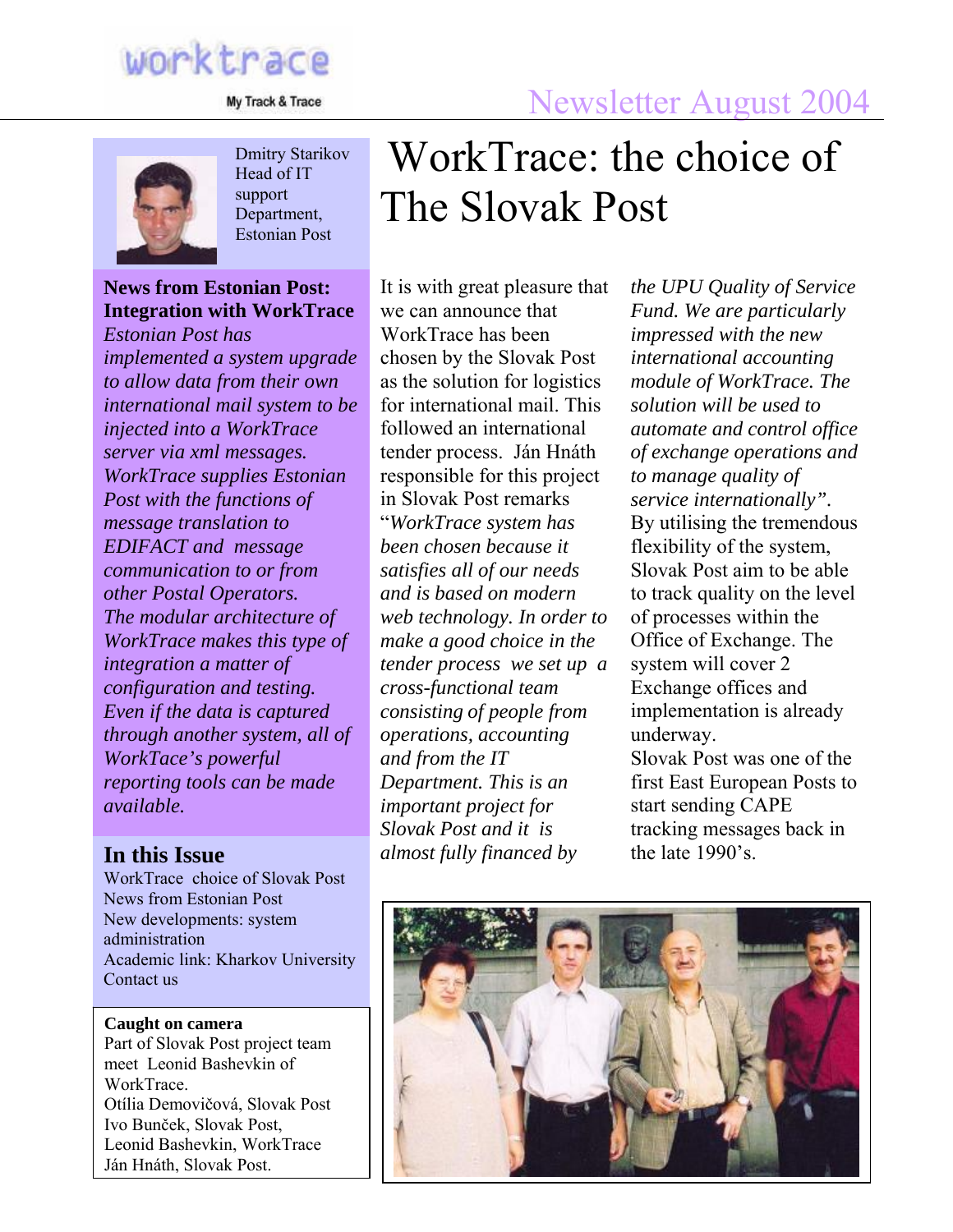worktrace

My Track & Trace

Newsletter August 2004

Dmitry Starikov
Head of IT support Department, Estonian Post

**News from Estonian Post: Integration with WorkTrace**

*Estonian Post has implemented a system upgrade to allow data from their own international mail system to be injected into a WorkTrace server via xml messages. WorkTrace supplies Estonian Post with the functions of message translation to EDIFACT and message communication to or from other Postal Operators. The modular architecture of WorkTrace makes this type of integration a matter of configuration and testing. Even if the data is captured through another system, all of WorkTace's powerful reporting tools can be made available.*

## In this Issue

WorkTrace choice of Slovak Post
News from Estonian Post
New developments: system administration
Academic link: Kharkov University
Contact us

**Caught on camera**

Part of Slovak Post project team meet Leonid Bashevkin of WorkTrace.
Otília Demovičová, Slovak Post
Ivo Bunček, Slovak Post,
Leonid Bashevkin, WorkTrace
Ján Hnáth, Slovak Post.

# WorkTrace: the choice of The Slovak Post

It is with great pleasure that we can announce that WorkTrace has been chosen by the Slovak Post as the solution for logistics for international mail. This followed an international tender process. Ján Hnáth responsible for this project in Slovak Post remarks "*WorkTrace system has been chosen because it satisfies all of our needs and is based on modern web technology. In order to make a good choice in the tender process we set up a cross-functional team consisting of people from operations, accounting and from the IT Department. This is an important project for Slovak Post and it is almost fully financed by the UPU Quality of Service Fund. We are particularly impressed with the new international accounting module of WorkTrace. The solution will be used to automate and control office of exchange operations and to manage quality of service internationally".*

By utilising the tremendous flexibility of the system, Slovak Post aim to be able to track quality on the level of processes within the Office of Exchange. The system will cover 2 Exchange offices and implementation is already underway.

Slovak Post was one of the first East European Posts to start sending CAPE tracking messages back in the late 1990's.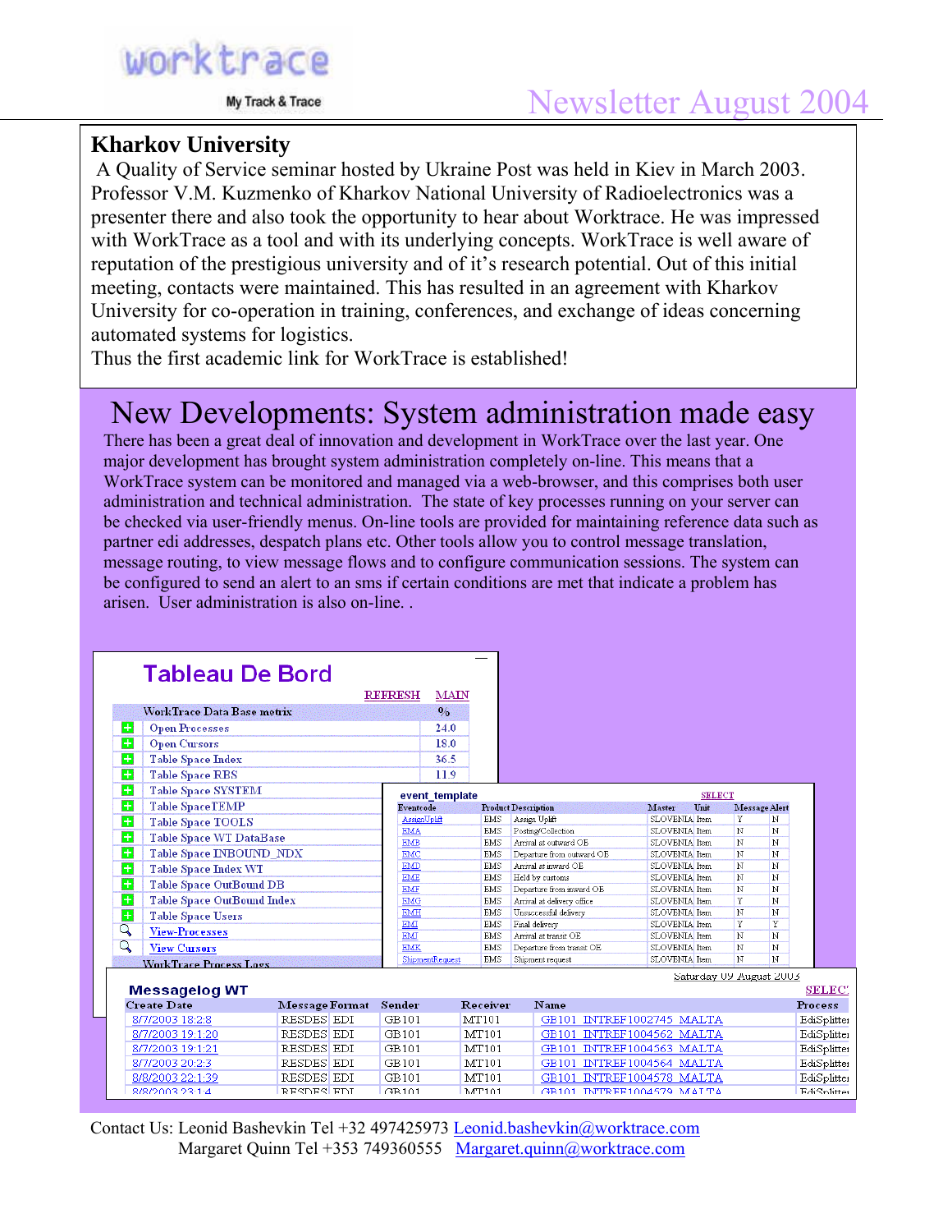## Kharkov University

A Quality of Service seminar hosted by Ukraine Post was held in Kiev in March 2003. Professor V.M. Kuzmenko of Kharkov National University of Radioelectronics was a presenter there and also took the opportunity to hear about Worktrace. He was impressed with WorkTrace as a tool and with its underlying concepts. WorkTrace is well aware of reputation of the prestigious university and of it's research potential. Out of this initial meeting, contacts were maintained. This has resulted in an agreement with Kharkov University for co-operation in training, conferences, and exchange of ideas concerning automated systems for logistics.
Thus the first academic link for WorkTrace is established!

# New Developments: System administration made easy

There has been a great deal of innovation and development in WorkTrace over the last year. One major development has brought system administration completely on-line. This means that a WorkTrace system can be monitored and managed via a web-browser, and this comprises both user administration and technical administration. The state of key processes running on your server can be checked via user-friendly menus. On-line tools are provided for maintaining reference data such as partner edi addresses, despatch plans etc. Other tools allow you to control message translation, message routing, to view message flows and to configure communication sessions. The system can be configured to send an alert to an sms if certain conditions are met that indicate a problem has arisen. User administration is also on-line. .

### Tableau De Bord

REFRESH MAIN

| WorkTrace Data Base metrix | % |
|---|---|
| Open Processes | 24.0 |
| Open Cursors | 18.0 |
| Table Space Index | 36.5 |
| Table Space RBS | 11.9 |
| Table Space SYSTEM | |
| Table Space TEMP | |
| Table Space TOOLS | |
| Table Space WT DataBase | |
| Table Space INBOUND_NDX | |
| Table Space Index WT | |
| Table Space OutBound DB | |
| Table Space OutBound Index | |
| Table Space Users | |
| View-Processes | |
| View Cursors | |
| WorkTrace Process Logs | |

**event_template** SELECT

| Eventcode | Product | Description | Master | Unit | Message | Alert |
|---|---|---|---|---|---|---|
| AssignUplift | EMS | Assign Uplift | SLOVENIA | Item | Y | N |
| EMA | EMS | Posting/Collection | SLOVENIA | Item | N | N |
| EMB | EMS | Arrival at outward OE | SLOVENIA | Item | N | N |
| EMC | EMS | Departure from outward OE | SLOVENIA | Item | N | N |
| EMD | EMS | Arrival at inward OE | SLOVENIA | Item | N | N |
| EME | EMS | Held by customs | SLOVENIA | Item | N | N |
| EMF | EMS | Departure from inward OE | SLOVENIA | Item | N | N |
| EMG | EMS | Arrival at delivery office | SLOVENIA | Item | Y | N |
| EMH | EMS | Unsuccessful delivery | SLOVENIA | Item | N | N |
| EMI | EMS | Final delivery | SLOVENIA | Item | Y | Y |
| EMJ | EMS | Arrival at transit OE | SLOVENIA | Item | N | N |
| EMK | EMS | Departure from transit OE | SLOVENIA | Item | N | N |
| ShipmentRequest | EMS | Shipment request | SLOVENIA | Item | N | N |

Saturday 09 August 2003

**Messagelog WT** SELECT

| Create Date | Message | Format | Sender | Receiver | Name | Process |
|---|---|---|---|---|---|---|
| 8/7/2003 18:2:8 | RESDES | EDI | GB101 | MT101 | GB101_INTREF1002745_MALTA | EdiSplitter |
| 8/7/2003 19:1:20 | RESDES | EDI | GB101 | MT101 | GB101_INTREF1004562_MALTA | EdiSplitter |
| 8/7/2003 19:1:21 | RESDES | EDI | GB101 | MT101 | GB101_INTREF1004563_MALTA | EdiSplitter |
| 8/7/2003 20:2:3 | RESDES | EDI | GB101 | MT101 | GB101_INTREF1004564_MALTA | EdiSplitter |
| 8/8/2003 22:1:39 | RESDES | EDI | GB101 | MT101 | GB101_INTREF1004578_MALTA | EdiSplitter |
| 8/8/2003 23:1:4 | RESDES | EDI | GB101 | MT101 | GB101_INTREF1004579_MALTA | EdiSplitter |

Contact Us: Leonid Bashevkin Tel +32 497425973 Leonid.bashevkin@worktrace.com
Margaret Quinn Tel +353 749360555 Margaret.quinn@worktrace.com